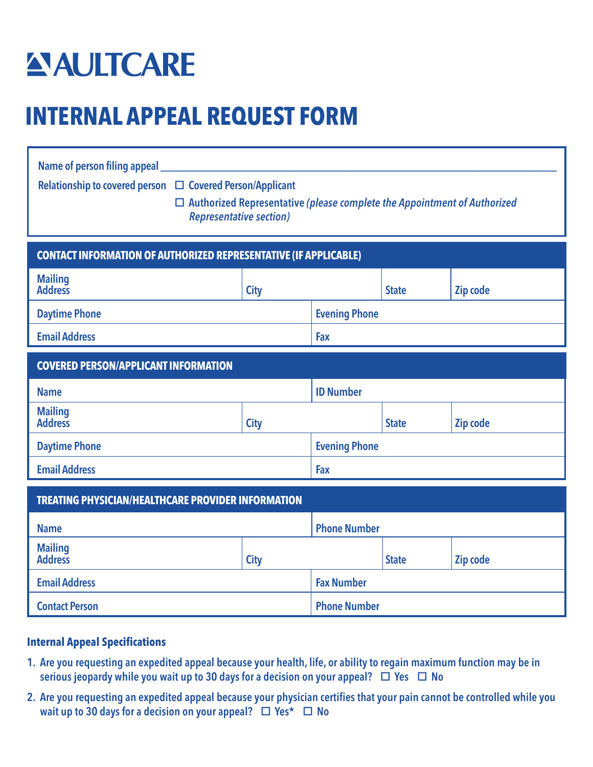AULTCARE

# INTERNAL APPEAL REQUEST FORM

Name of person filing appeal ______________________________________________

Relationship to covered person ☐ Covered Person/Applicant

☐ Authorized Representative *(please complete the Appointment of Authorized Representative section)*

## CONTACT INFORMATION OF AUTHORIZED REPRESENTATIVE (IF APPLICABLE)

| Mailing Address | City | State | Zip code |
|---|---|---|---|
| Daytime Phone | | Evening Phone | |
| Email Address | | Fax | |

## COVERED PERSON/APPLICANT INFORMATION

| Name | | ID Number | |
|---|---|---|---|
| Mailing Address | City | State | Zip code |
| Daytime Phone | | Evening Phone | |
| Email Address | | Fax | |

## TREATING PHYSICIAN/HEALTHCARE PROVIDER INFORMATION

| Name | | Phone Number | |
|---|---|---|---|
| Mailing Address | City | State | Zip code |
| Email Address | | Fax Number | |
| Contact Person | | Phone Number | |

### Internal Appeal Specifications

1. Are you requesting an expedited appeal because your health, life, or ability to regain maximum function may be in serious jeopardy while you wait up to 30 days for a decision on your appeal? ☐ Yes ☐ No

2. Are you requesting an expedited appeal because your physician certifies that your pain cannot be controlled while you wait up to 30 days for a decision on your appeal? ☐ Yes* ☐ No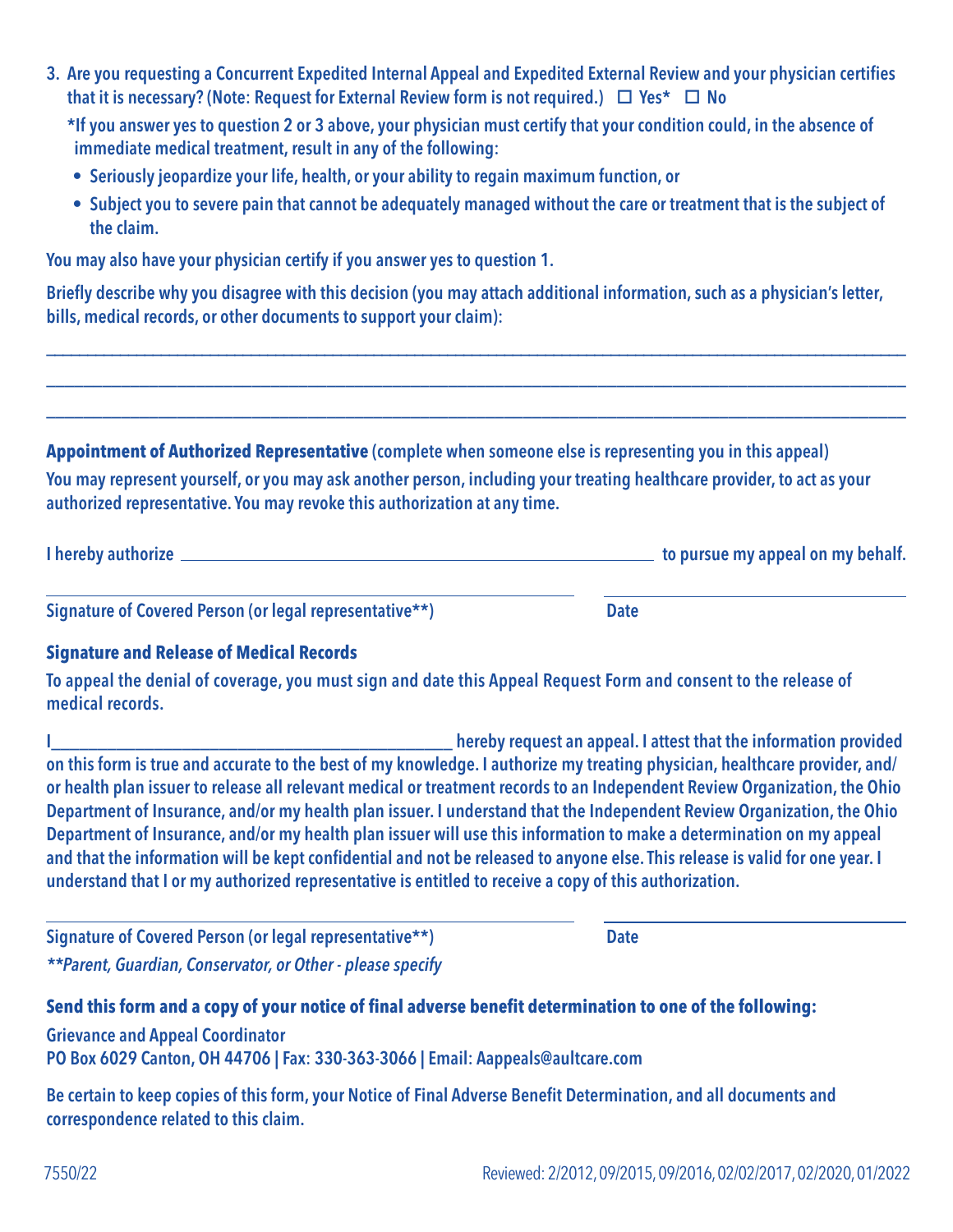3. **Are you requesting a Concurrent Expedited Internal Appeal and Expedited External Review and your physician certifies that it is necessary? (Note: Request for External Review form is not required.)** ☐ **Yes*** ☐ **No**

**\*If you answer yes to question 2 or 3 above, your physician must certify that your condition could, in the absence of immediate medical treatment, result in any of the following:**

- **Seriously jeopardize your life, health, or your ability to regain maximum function, or**
- **Subject you to severe pain that cannot be adequately managed without the care or treatment that is the subject of the claim.**

**You may also have your physician certify if you answer yes to question 1.**

**Briefly describe why you disagree with this decision (you may attach additional information, such as a physician's letter, bills, medical records, or other documents to support your claim):**

______________________________________________________________________________

______________________________________________________________________________

______________________________________________________________________________

**Appointment of Authorized Representative** (complete when someone else is representing you in this appeal)

**You may represent yourself, or you may ask another person, including your treating healthcare provider, to act as your authorized representative. You may revoke this authorization at any time.**

**I hereby authorize** ________________________________________ **to pursue my appeal on my behalf.**

______________________________________________ ______________________

**Signature of Covered Person (or legal representative\*\*)** **Date**

## Signature and Release of Medical Records

**To appeal the denial of coverage, you must sign and date this Appeal Request Form and consent to the release of medical records.**

**I__________________________________ hereby request an appeal. I attest that the information provided on this form is true and accurate to the best of my knowledge. I authorize my treating physician, healthcare provider, and/or health plan issuer to release all relevant medical or treatment records to an Independent Review Organization, the Ohio Department of Insurance, and/or my health plan issuer. I understand that the Independent Review Organization, the Ohio Department of Insurance, and/or my health plan issuer will use this information to make a determination on my appeal and that the information will be kept confidential and not be released to anyone else. This release is valid for one year. I understand that I or my authorized representative is entitled to receive a copy of this authorization.**

______________________________________________ ______________________

**Signature of Covered Person (or legal representative\*\*)** **Date**

***\*\*Parent, Guardian, Conservator, or Other - please specify***

**Send this form and a copy of your notice of final adverse benefit determination to one of the following:**

**Grievance and Appeal Coordinator**
**PO Box 6029 Canton, OH 44706 | Fax: 330-363-3066 | Email: Aappeals@aultcare.com**

**Be certain to keep copies of this form, your Notice of Final Adverse Benefit Determination, and all documents and correspondence related to this claim.**

7550/22 Reviewed: 2/2012, 09/2015, 09/2016, 02/02/2017, 02/2020, 01/2022